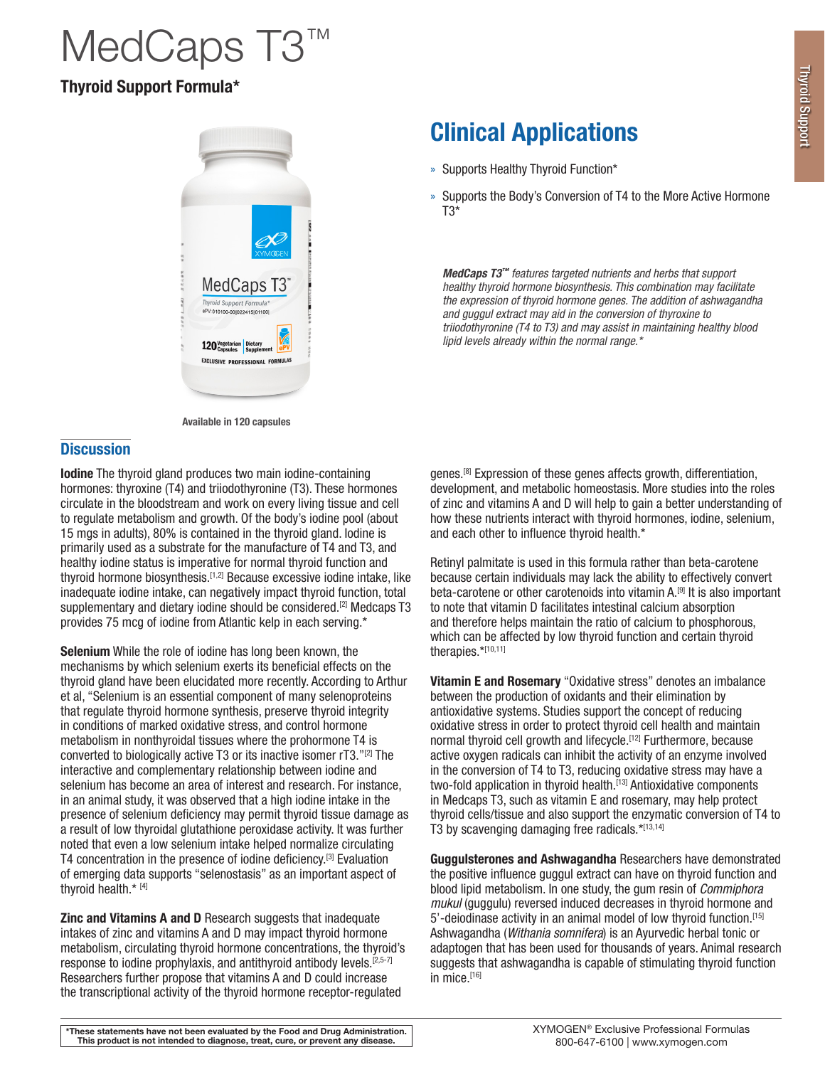# MedCaps T3™

**Thyroid Support Formula***

Available in 120 capsules

## Clinical Applications

- Supports Healthy Thyroid Function*
- Supports the Body's Conversion of T4 to the More Active Hormone T3*

***MedCaps T3™*** *features targeted nutrients and herbs that support healthy thyroid hormone biosynthesis. This combination may facilitate the expression of thyroid hormone genes. The addition of ashwagandha and guggul extract may aid in the conversion of thyroxine to triiodothyronine (T4 to T3) and may assist in maintaining healthy blood lipid levels already within the normal range.**

## Discussion

**Iodine** The thyroid gland produces two main iodine-containing hormones: thyroxine (T4) and triiodothyronine (T3). These hormones circulate in the bloodstream and work on every living tissue and cell to regulate metabolism and growth. Of the body's iodine pool (about 15 mgs in adults), 80% is contained in the thyroid gland. Iodine is primarily used as a substrate for the manufacture of T4 and T3, and healthy iodine status is imperative for normal thyroid function and thyroid hormone biosynthesis.[1,2] Because excessive iodine intake, like inadequate iodine intake, can negatively impact thyroid function, total supplementary and dietary iodine should be considered.[2] Medcaps T3 provides 75 mcg of iodine from Atlantic kelp in each serving.*

**Selenium** While the role of iodine has long been known, the mechanisms by which selenium exerts its beneficial effects on the thyroid gland have been elucidated more recently. According to Arthur et al, "Selenium is an essential component of many selenoproteins that regulate thyroid hormone synthesis, preserve thyroid integrity in conditions of marked oxidative stress, and control hormone metabolism in nonthyroidal tissues where the prohormone T4 is converted to biologically active T3 or its inactive isomer rT3."[2] The interactive and complementary relationship between iodine and selenium has become an area of interest and research. For instance, in an animal study, it was observed that a high iodine intake in the presence of selenium deficiency may permit thyroid tissue damage as a result of low thyroidal glutathione peroxidase activity. It was further noted that even a low selenium intake helped normalize circulating T4 concentration in the presence of iodine deficiency.[3] Evaluation of emerging data supports "selenostasis" as an important aspect of thyroid health.* [4]

**Zinc and Vitamins A and D** Research suggests that inadequate intakes of zinc and vitamins A and D may impact thyroid hormone metabolism, circulating thyroid hormone concentrations, the thyroid's response to iodine prophylaxis, and antithyroid antibody levels.[2,5-7] Researchers further propose that vitamins A and D could increase the transcriptional activity of the thyroid hormone receptor-regulated genes.[8] Expression of these genes affects growth, differentiation, development, and metabolic homeostasis. More studies into the roles of zinc and vitamins A and D will help to gain a better understanding of how these nutrients interact with thyroid hormones, iodine, selenium, and each other to influence thyroid health.*

Retinyl palmitate is used in this formula rather than beta-carotene because certain individuals may lack the ability to effectively convert beta-carotene or other carotenoids into vitamin A.[9] It is also important to note that vitamin D facilitates intestinal calcium absorption and therefore helps maintain the ratio of calcium to phosphorous, which can be affected by low thyroid function and certain thyroid therapies.*[10,11]

**Vitamin E and Rosemary** "Oxidative stress" denotes an imbalance between the production of oxidants and their elimination by antioxidative systems. Studies support the concept of reducing oxidative stress in order to protect thyroid cell health and maintain normal thyroid cell growth and lifecycle.[12] Furthermore, because active oxygen radicals can inhibit the activity of an enzyme involved in the conversion of T4 to T3, reducing oxidative stress may have a two-fold application in thyroid health.[13] Antioxidative components in Medcaps T3, such as vitamin E and rosemary, may help protect thyroid cells/tissue and also support the enzymatic conversion of T4 to T3 by scavenging damaging free radicals.*[13,14]

**Guggulsterones and Ashwagandha** Researchers have demonstrated the positive influence guggul extract can have on thyroid function and blood lipid metabolism. In one study, the gum resin of *Commiphora mukul* (guggulu) reversed induced decreases in thyroid hormone and 5'-deiodinase activity in an animal model of low thyroid function.[15] Ashwagandha (*Withania somnifera*) is an Ayurvedic herbal tonic or adaptogen that has been used for thousands of years. Animal research suggests that ashwagandha is capable of stimulating thyroid function in mice.[16]

**\*These statements have not been evaluated by the Food and Drug Administration. This product is not intended to diagnose, treat, cure, or prevent any disease.**

XYMOGEN® Exclusive Professional Formulas
800-647-6100 | www.xymogen.com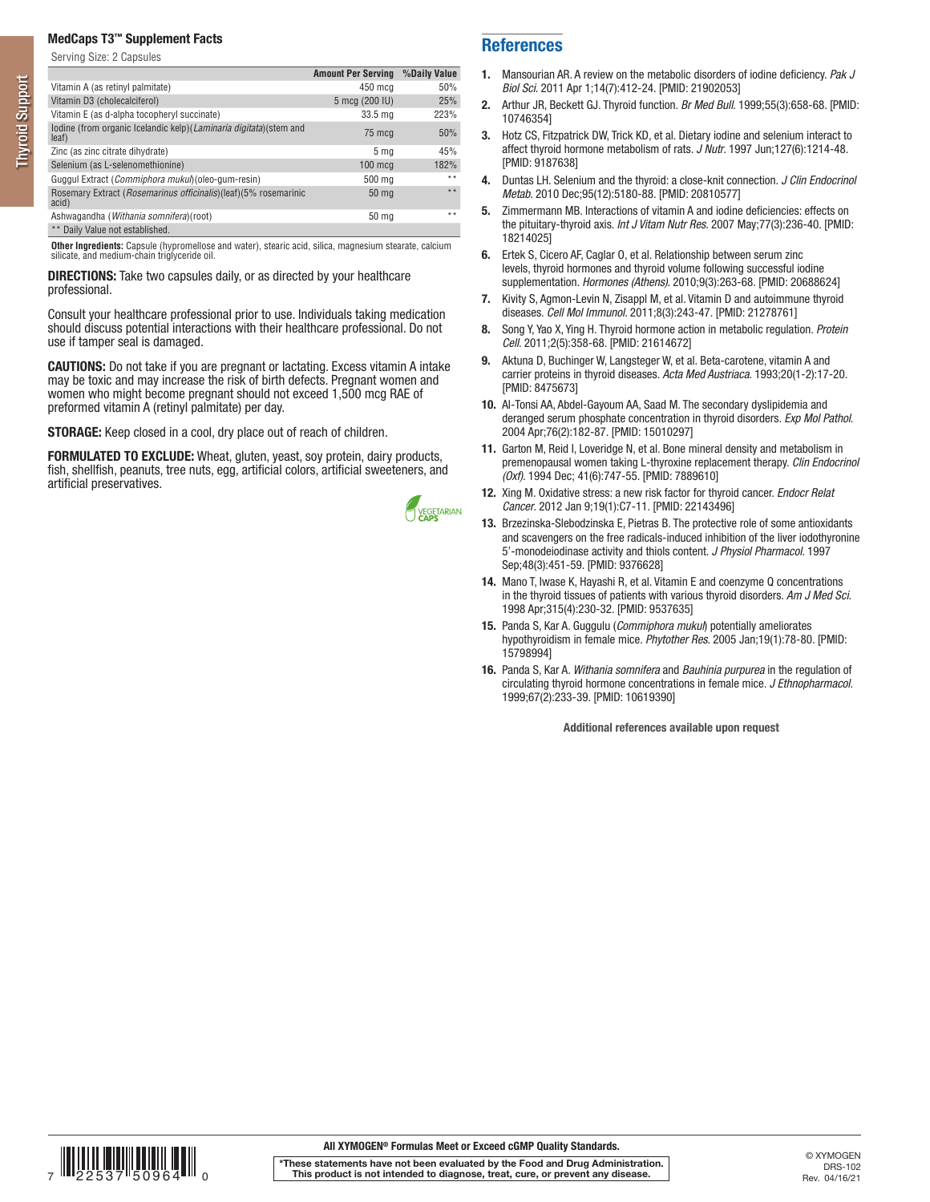## MedCaps T3™ Supplement Facts

Serving Size: 2 Capsules

| | Amount Per Serving | %Daily Value |
|---|---|---|
| Vitamin A (as retinyl palmitate) | 450 mcg | 50% |
| Vitamin D3 (cholecalciferol) | 5 mcg (200 IU) | 25% |
| Vitamin E (as d-alpha tocopheryl succinate) | 33.5 mg | 223% |
| Iodine (from organic Icelandic kelp)(*Laminaria digitata*)(stem and leaf) | 75 mcg | 50% |
| Zinc (as zinc citrate dihydrate) | 5 mg | 45% |
| Selenium (as L-selenomethionine) | 100 mcg | 182% |
| Guggul Extract (*Commiphora mukul*)(oleo-gum-resin) | 500 mg | ** |
| Rosemary Extract (*Rosemarinus officinalis*)(leaf)(5% rosemarinic acid) | 50 mg | ** |
| Ashwagandha (*Withania somnifera*)(root) | 50 mg | ** |
| ** Daily Value not established. | | |

**Other Ingredients:** Capsule (hypromellose and water), stearic acid, silica, magnesium stearate, calcium silicate, and medium-chain triglyceride oil.

**DIRECTIONS:** Take two capsules daily, or as directed by your healthcare professional.

Consult your healthcare professional prior to use. Individuals taking medication should discuss potential interactions with their healthcare professional. Do not use if tamper seal is damaged.

**CAUTIONS:** Do not take if you are pregnant or lactating. Excess vitamin A intake may be toxic and may increase the risk of birth defects. Pregnant women and women who might become pregnant should not exceed 1,500 mcg RAE of preformed vitamin A (retinyl palmitate) per day.

**STORAGE:** Keep closed in a cool, dry place out of reach of children.

**FORMULATED TO EXCLUDE:** Wheat, gluten, yeast, soy protein, dairy products, fish, shellfish, peanuts, tree nuts, egg, artificial colors, artificial sweeteners, and artificial preservatives.

VEGETARIAN CAPS

## References

1. Mansourian AR. A review on the metabolic disorders of iodine deficiency. *Pak J Biol Sci.* 2011 Apr 1;14(7):412-24. [PMID: 21902053]
2. Arthur JR, Beckett GJ. Thyroid function. *Br Med Bull.* 1999;55(3):658-68. [PMID: 10746354]
3. Hotz CS, Fitzpatrick DW, Trick KD, et al. Dietary iodine and selenium interact to affect thyroid hormone metabolism of rats. *J Nutr.* 1997 Jun;127(6):1214-48. [PMID: 9187638]
4. Duntas LH. Selenium and the thyroid: a close-knit connection. *J Clin Endocrinol Metab.* 2010 Dec;95(12):5180-88. [PMID: 20810577]
5. Zimmermann MB. Interactions of vitamin A and iodine deficiencies: effects on the pituitary-thyroid axis. *Int J Vitam Nutr Res.* 2007 May;77(3):236-40. [PMID: 18214025]
6. Ertek S, Cicero AF, Caglar O, et al. Relationship between serum zinc levels, thyroid hormones and thyroid volume following successful iodine supplementation. *Hormones (Athens).* 2010;9(3):263-68. [PMID: 20688624]
7. Kivity S, Agmon-Levin N, Zisappl M, et al. Vitamin D and autoimmune thyroid diseases. *Cell Mol Immunol.* 2011;8(3):243-47. [PMID: 21278761]
8. Song Y, Yao X, Ying H. Thyroid hormone action in metabolic regulation. *Protein Cell.* 2011;2(5):358-68. [PMID: 21614672]
9. Aktuna D, Buchinger W, Langsteger W, et al. Beta-carotene, vitamin A and carrier proteins in thyroid diseases. *Acta Med Austriaca.* 1993;20(1-2):17-20. [PMID: 8475673]
10. Al-Tonsi AA, Abdel-Gayoum AA, Saad M. The secondary dyslipidemia and deranged serum phosphate concentration in thyroid disorders. *Exp Mol Pathol.* 2004 Apr;76(2):182-87. [PMID: 15010297]
11. Garton M, Reid I, Loveridge N, et al. Bone mineral density and metabolism in premenopausal women taking L-thyroxine replacement therapy. *Clin Endocrinol (Oxf).* 1994 Dec; 41(6):747-55. [PMID: 7889610]
12. Xing M. Oxidative stress: a new risk factor for thyroid cancer. *Endocr Relat Cancer.* 2012 Jan 9;19(1):C7-11. [PMID: 22143496]
13. Brzezinska-Slebodzinska E, Pietras B. The protective role of some antioxidants and scavengers on the free radicals-induced inhibition of the liver iodothyronine 5'-monodeiodinase activity and thiols content. *J Physiol Pharmacol.* 1997 Sep;48(3):451-59. [PMID: 9376628]
14. Mano T, Iwase K, Hayashi R, et al. Vitamin E and coenzyme Q concentrations in the thyroid tissues of patients with various thyroid disorders. *Am J Med Sci.* 1998 Apr;315(4):230-32. [PMID: 9537635]
15. Panda S, Kar A. Guggulu (*Commiphora mukul*) potentially ameliorates hypothyroidism in female mice. *Phytother Res.* 2005 Jan;19(1):78-80. [PMID: 15798994]
16. Panda S, Kar A. *Withania somnifera* and *Bauhinia purpurea* in the regulation of circulating thyroid hormone concentrations in female mice. *J Ethnopharmacol.* 1999;67(2):233-39. [PMID: 10619390]

**Additional references available upon request**

**All XYMOGEN® Formulas Meet or Exceed cGMP Quality Standards.**

**\*These statements have not been evaluated by the Food and Drug Administration. This product is not intended to diagnose, treat, cure, or prevent any disease.**

7 22537 50964 0

© XYMOGEN
DRS-102
Rev. 04/16/21